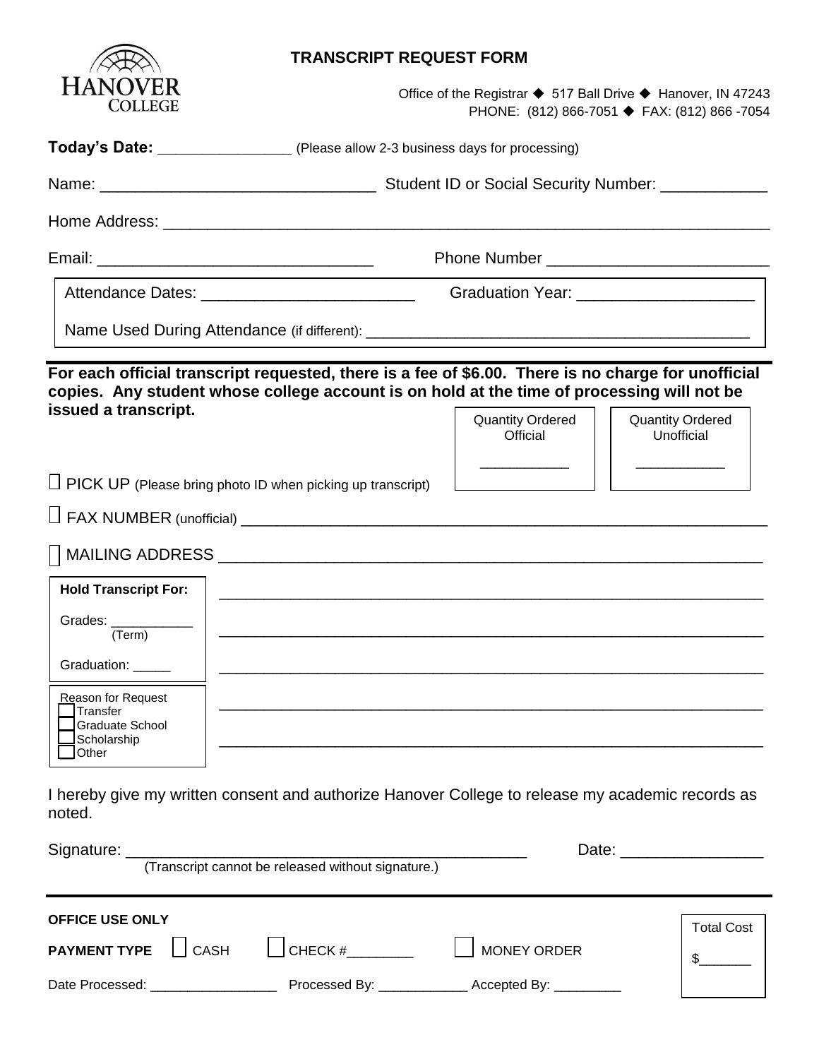HANOVER COLLEGE

# TRANSCRIPT REQUEST FORM

Office of the Registrar ◆ 517 Ball Drive ◆ Hanover, IN 47243
PHONE: (812) 866-7051 ◆ FAX: (812) 866 -7054

**Today's Date:** _________________ (Please allow 2-3 business days for processing)

Name: _______________________________ Student ID or Social Security Number: ____________

Home Address: ______________________________________________________________________

Email: _______________________________ Phone Number _________________________

Attendance Dates: ________________________ Graduation Year: ____________________

Name Used During Attendance (if different): ____________________________________________

**For each official transcript requested, there is a fee of $6.00. There is no charge for unofficial copies. Any student whose college account is on hold at the time of processing will not be issued a transcript.**

| Quantity Ordered Official | Quantity Ordered Unofficial |
|---|---|
| ___________ | ___________ |

☐ PICK UP (Please bring photo ID when picking up transcript)

☐ FAX NUMBER (unofficial) ______________________________________________________________

☐ MAILING ADDRESS ____________________________________________________________

**Hold Transcript For:**

Grades: ___________
(Term)

Graduation: _____

Reason for Request
☐ Transfer
☐ Graduate School
☐ Scholarship
☐ Other

_________________________________________________________________

_________________________________________________________________

_________________________________________________________________

_________________________________________________________________

_________________________________________________________________

I hereby give my written consent and authorize Hanover College to release my academic records as noted.

Signature: _______________________________________________ Date: ________________
(Transcript cannot be released without signature.)

**OFFICE USE ONLY**

**PAYMENT TYPE** ☐ CASH ☐ CHECK #_________ ☐ MONEY ORDER

Total Cost $_______

Date Processed: _________________ Processed By: ____________ Accepted By: _________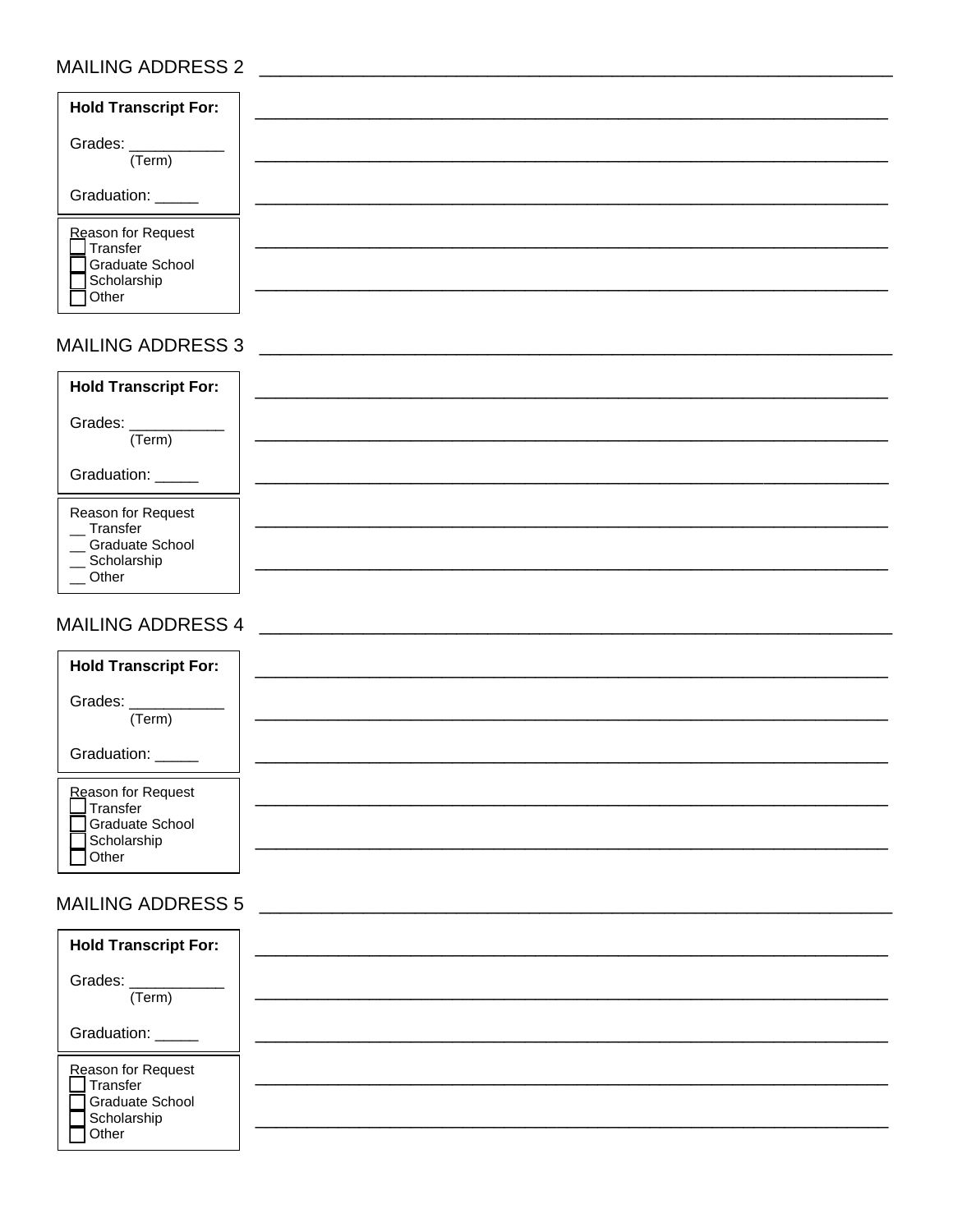MAILING ADDRESS 2 ____________________________________________

**Hold Transcript For:**

Grades: ___________
(Term)

Graduation: _____

Reason for Request
- ☐ Transfer
- ☐ Graduate School
- ☐ Scholarship
- ☐ Other

____________________________________________

____________________________________________

____________________________________________

____________________________________________

____________________________________________

MAILING ADDRESS 3 ____________________________________________

**Hold Transcript For:**

Grades: ___________
(Term)

Graduation: _____

Reason for Request
- __ Transfer
- __ Graduate School
- __ Scholarship
- __ Other

____________________________________________

____________________________________________

____________________________________________

____________________________________________

____________________________________________

MAILING ADDRESS 4 ____________________________________________

**Hold Transcript For:**

Grades: ___________
(Term)

Graduation: _____

Reason for Request
- ☐ Transfer
- ☐ Graduate School
- ☐ Scholarship
- ☐ Other

____________________________________________

____________________________________________

____________________________________________

____________________________________________

____________________________________________

MAILING ADDRESS 5 ____________________________________________

**Hold Transcript For:**

Grades: ___________
(Term)

Graduation: _____

Reason for Request
- ☐ Transfer
- ☐ Graduate School
- ☐ Scholarship
- ☐ Other

____________________________________________

____________________________________________

____________________________________________

____________________________________________

____________________________________________